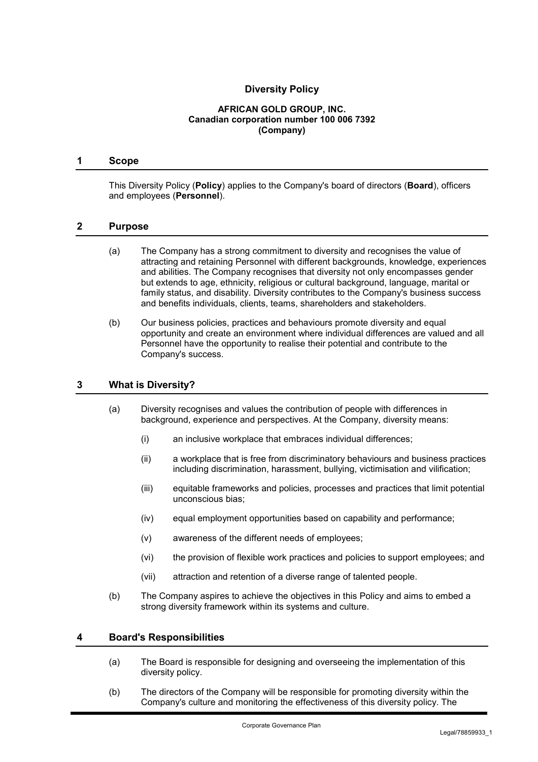# Diversity Policy

**AFRICAN GOLD GROUP, INC.**
**Canadian corporation number 100 006 7392**
**(Company)**

## 1 Scope

This Diversity Policy (**Policy**) applies to the Company's board of directors (**Board**), officers and employees (**Personnel**).

## 2 Purpose

(a) The Company has a strong commitment to diversity and recognises the value of attracting and retaining Personnel with different backgrounds, knowledge, experiences and abilities. The Company recognises that diversity not only encompasses gender but extends to age, ethnicity, religious or cultural background, language, marital or family status, and disability. Diversity contributes to the Company's business success and benefits individuals, clients, teams, shareholders and stakeholders.

(b) Our business policies, practices and behaviours promote diversity and equal opportunity and create an environment where individual differences are valued and all Personnel have the opportunity to realise their potential and contribute to the Company's success.

## 3 What is Diversity?

(a) Diversity recognises and values the contribution of people with differences in background, experience and perspectives. At the Company, diversity means:

(i) an inclusive workplace that embraces individual differences;

(ii) a workplace that is free from discriminatory behaviours and business practices including discrimination, harassment, bullying, victimisation and vilification;

(iii) equitable frameworks and policies, processes and practices that limit potential unconscious bias;

(iv) equal employment opportunities based on capability and performance;

(v) awareness of the different needs of employees;

(vi) the provision of flexible work practices and policies to support employees; and

(vii) attraction and retention of a diverse range of talented people.

(b) The Company aspires to achieve the objectives in this Policy and aims to embed a strong diversity framework within its systems and culture.

## 4 Board's Responsibilities

(a) The Board is responsible for designing and overseeing the implementation of this diversity policy.

(b) The directors of the Company will be responsible for promoting diversity within the Company's culture and monitoring the effectiveness of this diversity policy. The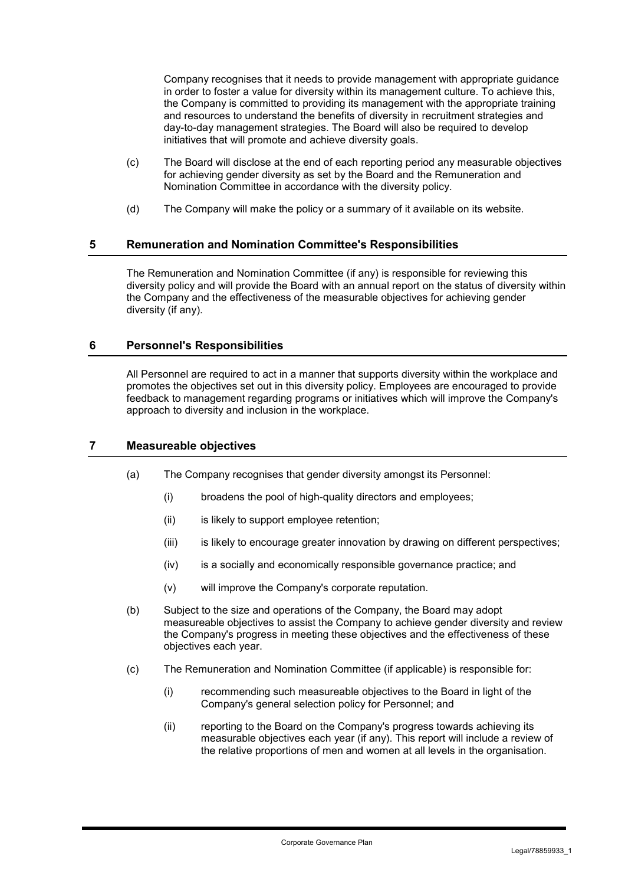Company recognises that it needs to provide management with appropriate guidance in order to foster a value for diversity within its management culture. To achieve this, the Company is committed to providing its management with the appropriate training and resources to understand the benefits of diversity in recruitment strategies and day-to-day management strategies. The Board will also be required to develop initiatives that will promote and achieve diversity goals.

(c) The Board will disclose at the end of each reporting period any measurable objectives for achieving gender diversity as set by the Board and the Remuneration and Nomination Committee in accordance with the diversity policy.

(d) The Company will make the policy or a summary of it available on its website.

## 5 Remuneration and Nomination Committee's Responsibilities

The Remuneration and Nomination Committee (if any) is responsible for reviewing this diversity policy and will provide the Board with an annual report on the status of diversity within the Company and the effectiveness of the measurable objectives for achieving gender diversity (if any).

## 6 Personnel's Responsibilities

All Personnel are required to act in a manner that supports diversity within the workplace and promotes the objectives set out in this diversity policy. Employees are encouraged to provide feedback to management regarding programs or initiatives which will improve the Company's approach to diversity and inclusion in the workplace.

## 7 Measureable objectives

(a) The Company recognises that gender diversity amongst its Personnel:

(i) broadens the pool of high-quality directors and employees;

(ii) is likely to support employee retention;

(iii) is likely to encourage greater innovation by drawing on different perspectives;

(iv) is a socially and economically responsible governance practice; and

(v) will improve the Company's corporate reputation.

(b) Subject to the size and operations of the Company, the Board may adopt measureable objectives to assist the Company to achieve gender diversity and review the Company's progress in meeting these objectives and the effectiveness of these objectives each year.

(c) The Remuneration and Nomination Committee (if applicable) is responsible for:

(i) recommending such measureable objectives to the Board in light of the Company's general selection policy for Personnel; and

(ii) reporting to the Board on the Company's progress towards achieving its measurable objectives each year (if any). This report will include a review of the relative proportions of men and women at all levels in the organisation.